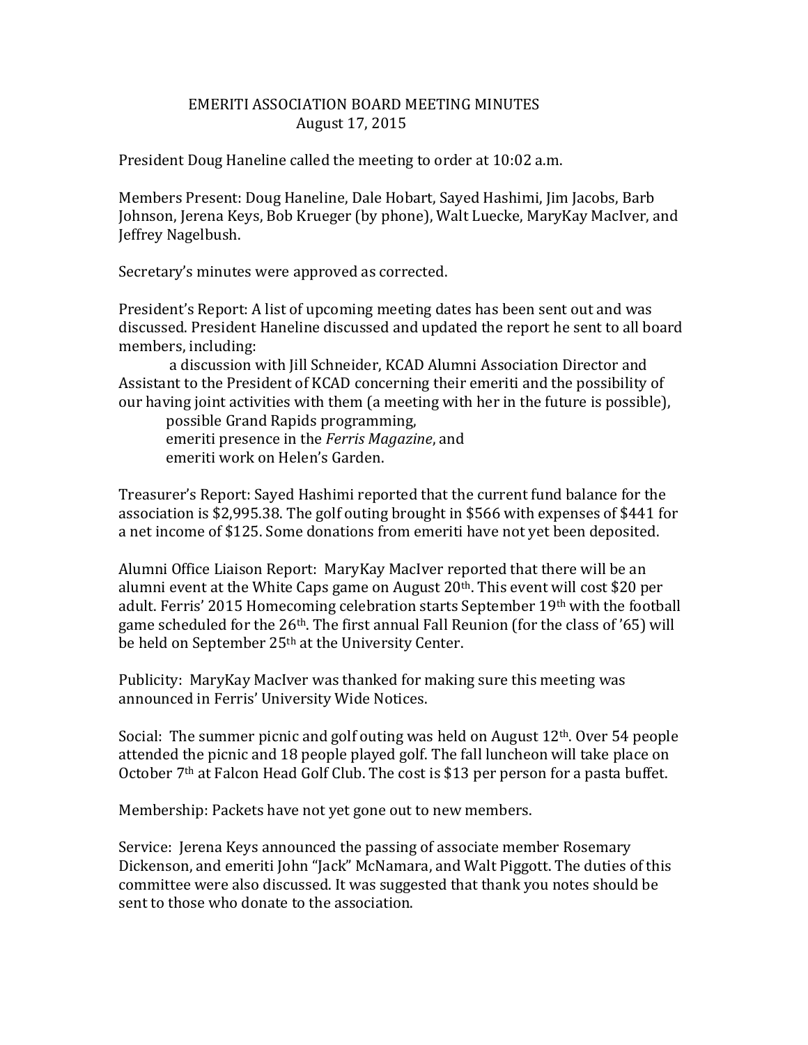# EMERITI ASSOCIATION BOARD MEETING MINUTES
## August 17, 2015

President Doug Haneline called the meeting to order at 10:02 a.m.

Members Present: Doug Haneline, Dale Hobart, Sayed Hashimi, Jim Jacobs, Barb Johnson, Jerena Keys, Bob Krueger (by phone), Walt Luecke, MaryKay MacIver, and Jeffrey Nagelbush.

Secretary's minutes were approved as corrected.

President's Report: A list of upcoming meeting dates has been sent out and was discussed. President Haneline discussed and updated the report he sent to all board members, including:

- a discussion with Jill Schneider, KCAD Alumni Association Director and Assistant to the President of KCAD concerning their emeriti and the possibility of our having joint activities with them (a meeting with her in the future is possible),
- possible Grand Rapids programming,
- emeriti presence in the *Ferris Magazine*, and
- emeriti work on Helen's Garden.

Treasurer's Report: Sayed Hashimi reported that the current fund balance for the association is $2,995.38. The golf outing brought in $566 with expenses of $441 for a net income of $125. Some donations from emeriti have not yet been deposited.

Alumni Office Liaison Report: MaryKay MacIver reported that there will be an alumni event at the White Caps game on August 20th. This event will cost $20 per adult. Ferris' 2015 Homecoming celebration starts September 19th with the football game scheduled for the 26th. The first annual Fall Reunion (for the class of '65) will be held on September 25th at the University Center.

Publicity: MaryKay MacIver was thanked for making sure this meeting was announced in Ferris' University Wide Notices.

Social: The summer picnic and golf outing was held on August 12th. Over 54 people attended the picnic and 18 people played golf. The fall luncheon will take place on October 7th at Falcon Head Golf Club. The cost is $13 per person for a pasta buffet.

Membership: Packets have not yet gone out to new members.

Service: Jerena Keys announced the passing of associate member Rosemary Dickenson, and emeriti John "Jack" McNamara, and Walt Piggott. The duties of this committee were also discussed. It was suggested that thank you notes should be sent to those who donate to the association.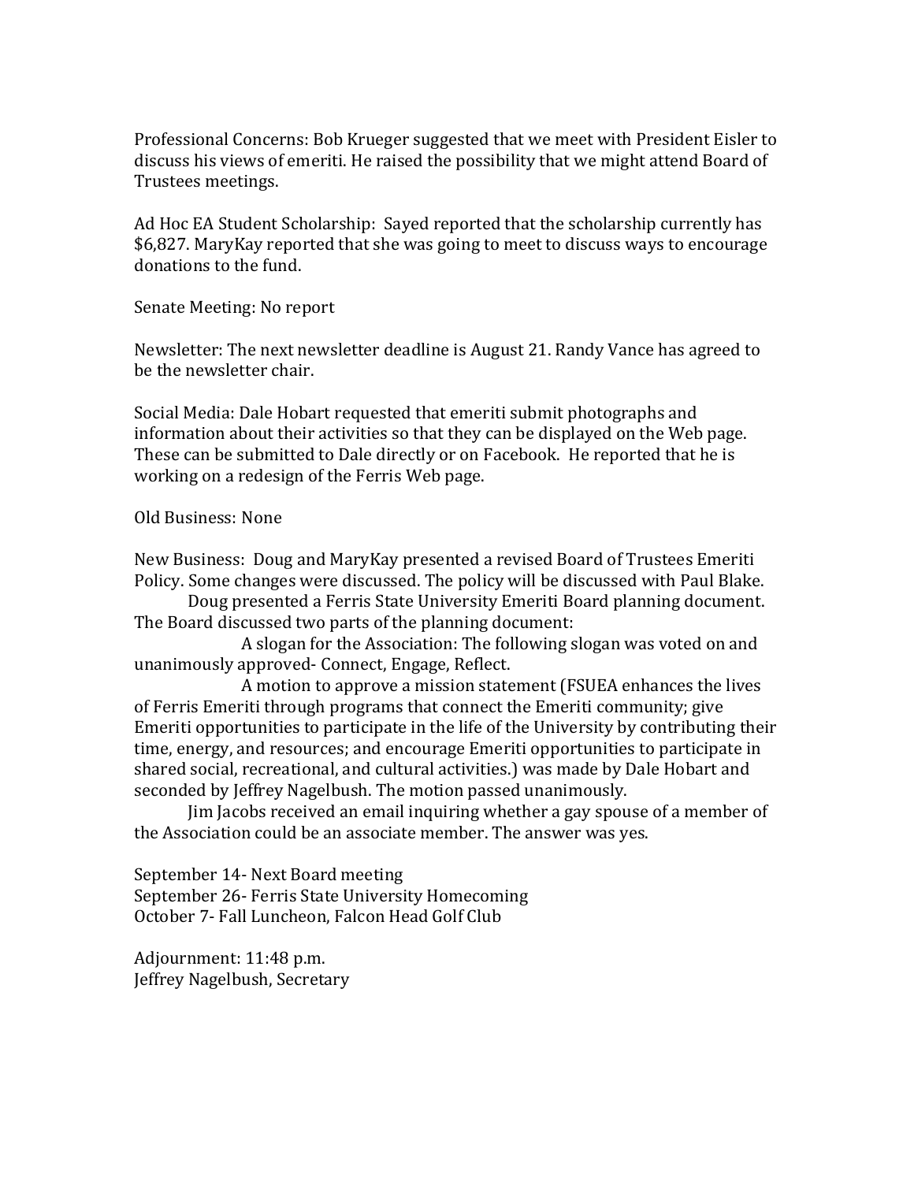Professional Concerns: Bob Krueger suggested that we meet with President Eisler to discuss his views of emeriti. He raised the possibility that we might attend Board of Trustees meetings.

Ad Hoc EA Student Scholarship: Sayed reported that the scholarship currently has $6,827. MaryKay reported that she was going to meet to discuss ways to encourage donations to the fund.

Senate Meeting: No report

Newsletter: The next newsletter deadline is August 21. Randy Vance has agreed to be the newsletter chair.

Social Media: Dale Hobart requested that emeriti submit photographs and information about their activities so that they can be displayed on the Web page. These can be submitted to Dale directly or on Facebook. He reported that he is working on a redesign of the Ferris Web page.

Old Business: None

New Business: Doug and MaryKay presented a revised Board of Trustees Emeriti Policy. Some changes were discussed. The policy will be discussed with Paul Blake.

Doug presented a Ferris State University Emeriti Board planning document. The Board discussed two parts of the planning document:

A slogan for the Association: The following slogan was voted on and unanimously approved- Connect, Engage, Reflect.

A motion to approve a mission statement (FSUEA enhances the lives of Ferris Emeriti through programs that connect the Emeriti community; give Emeriti opportunities to participate in the life of the University by contributing their time, energy, and resources; and encourage Emeriti opportunities to participate in shared social, recreational, and cultural activities.) was made by Dale Hobart and seconded by Jeffrey Nagelbush. The motion passed unanimously.

Jim Jacobs received an email inquiring whether a gay spouse of a member of the Association could be an associate member. The answer was yes.

September 14- Next Board meeting
September 26- Ferris State University Homecoming
October 7- Fall Luncheon, Falcon Head Golf Club

Adjournment: 11:48 p.m.
Jeffrey Nagelbush, Secretary